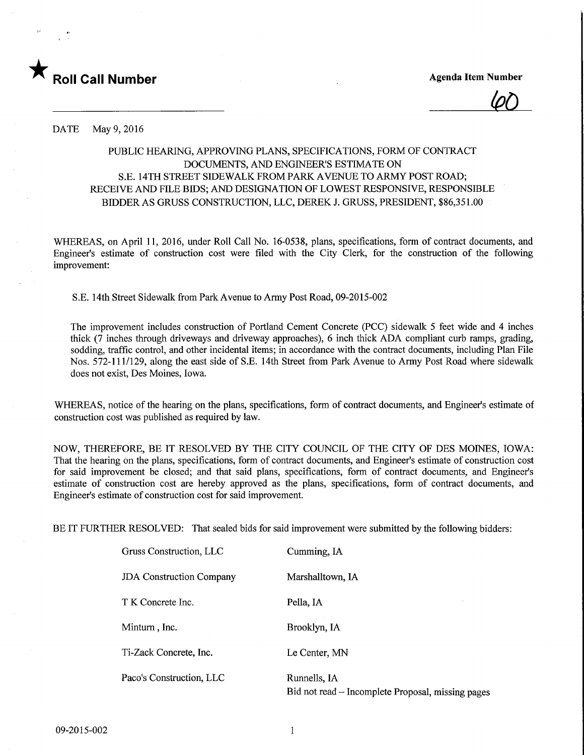★ **Roll Call Number**

**Agenda Item Number**

60

DATE May 9, 2016

PUBLIC HEARING, APPROVING PLANS, SPECIFICATIONS, FORM OF CONTRACT DOCUMENTS, AND ENGINEER'S ESTIMATE ON S.E. 14TH STREET SIDEWALK FROM PARK AVENUE TO ARMY POST ROAD; RECEIVE AND FILE BIDS; AND DESIGNATION OF LOWEST RESPONSIVE, RESPONSIBLE BIDDER AS GRUSS CONSTRUCTION, LLC, DEREK J. GRUSS, PRESIDENT, $86,351.00

WHEREAS, on April 11, 2016, under Roll Call No. 16-0538, plans, specifications, form of contract documents, and Engineer's estimate of construction cost were filed with the City Clerk, for the construction of the following improvement:

S.E. 14th Street Sidewalk from Park Avenue to Army Post Road, 09-2015-002

The improvement includes construction of Portland Cement Concrete (PCC) sidewalk 5 feet wide and 4 inches thick (7 inches through driveways and driveway approaches), 6 inch thick ADA compliant curb ramps, grading, sodding, traffic control, and other incidental items; in accordance with the contract documents, including Plan File Nos. 572-111/129, along the east side of S.E. 14th Street from Park Avenue to Army Post Road where sidewalk does not exist, Des Moines, Iowa.

WHEREAS, notice of the hearing on the plans, specifications, form of contract documents, and Engineer's estimate of construction cost was published as required by law.

NOW, THEREFORE, BE IT RESOLVED BY THE CITY COUNCIL OF THE CITY OF DES MOINES, IOWA: That the hearing on the plans, specifications, form of contract documents, and Engineer's estimate of construction cost for said improvement be closed; and that said plans, specifications, form of contract documents, and Engineer's estimate of construction cost are hereby approved as the plans, specifications, form of contract documents, and Engineer's estimate of construction cost for said improvement.

BE IT FURTHER RESOLVED: That sealed bids for said improvement were submitted by the following bidders:

| | |
|---|---|
| Gruss Construction, LLC | Cumming, IA |
| JDA Construction Company | Marshalltown, IA |
| T K Concrete Inc. | Pella, IA |
| Minturn , Inc. | Brooklyn, IA |
| Ti-Zack Concrete, Inc. | Le Center, MN |
| Paco's Construction, LLC | Runnells, IA<br>Bid not read – Incomplete Proposal, missing pages |

09-2015-002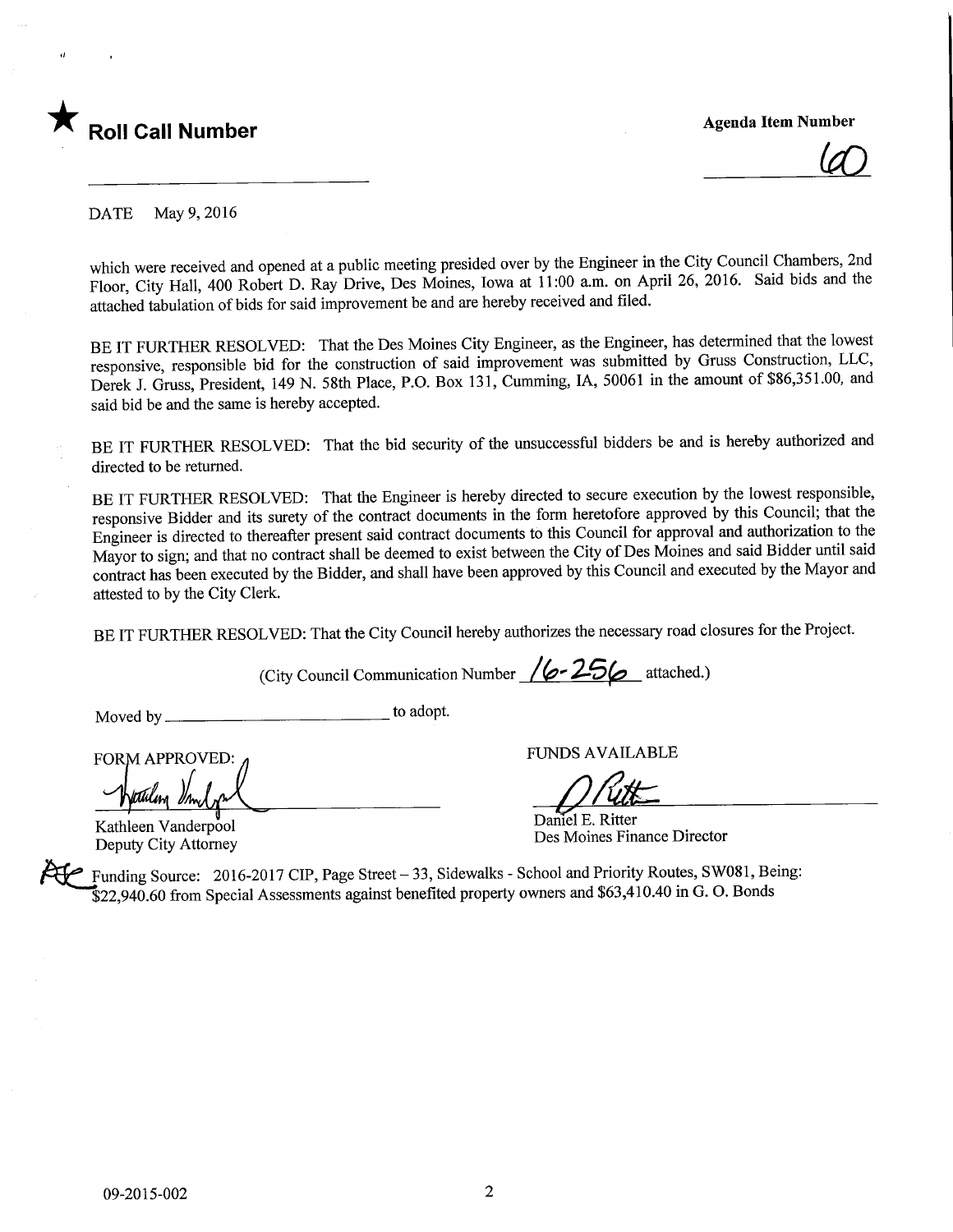★ **Roll Call Number**

**Agenda Item Number**

60

DATE May 9, 2016

which were received and opened at a public meeting presided over by the Engineer in the City Council Chambers, 2nd Floor, City Hall, 400 Robert D. Ray Drive, Des Moines, Iowa at 11:00 a.m. on April 26, 2016. Said bids and the attached tabulation of bids for said improvement be and are hereby received and filed.

BE IT FURTHER RESOLVED: That the Des Moines City Engineer, as the Engineer, has determined that the lowest responsive, responsible bid for the construction of said improvement was submitted by Gruss Construction, LLC, Derek J. Gruss, President, 149 N. 58th Place, P.O. Box 131, Cumming, IA, 50061 in the amount of $86,351.00, and said bid be and the same is hereby accepted.

BE IT FURTHER RESOLVED: That the bid security of the unsuccessful bidders be and is hereby authorized and directed to be returned.

BE IT FURTHER RESOLVED: That the Engineer is hereby directed to secure execution by the lowest responsible, responsive Bidder and its surety of the contract documents in the form heretofore approved by this Council; that the Engineer is directed to thereafter present said contract documents to this Council for approval and authorization to the Mayor to sign; and that no contract shall be deemed to exist between the City of Des Moines and said Bidder until said contract has been executed by the Bidder, and shall have been approved by this Council and executed by the Mayor and attested to by the City Clerk.

BE IT FURTHER RESOLVED: That the City Council hereby authorizes the necessary road closures for the Project.

(City Council Communication Number 16-256 attached.)

Moved by _________________________ to adopt.

FORM APPROVED:

Kathleen Vanderpool
Deputy City Attorney

FUNDS AVAILABLE

Daniel E. Ritter
Des Moines Finance Director

Funding Source: 2016-2017 CIP, Page Street – 33, Sidewalks - School and Priority Routes, SW081, Being: $22,940.60 from Special Assessments against benefited property owners and $63,410.40 in G. O. Bonds

09-2015-002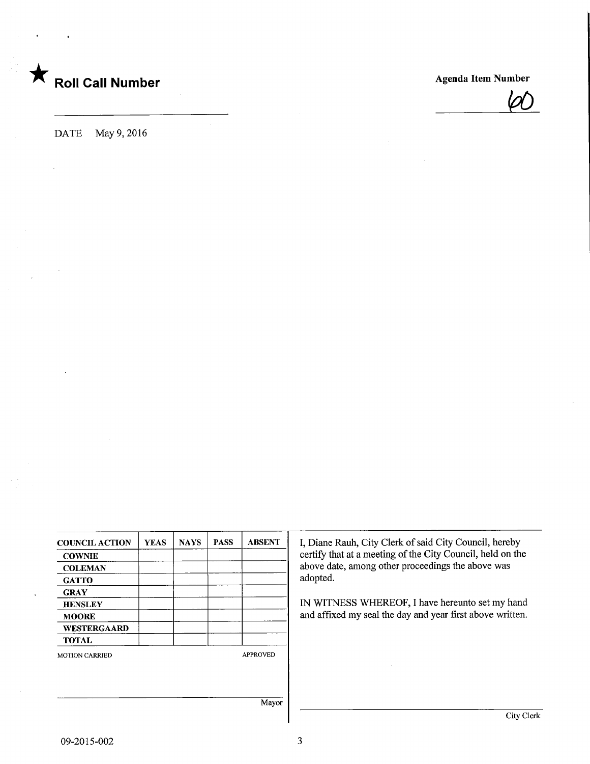★ **Roll Call Number**

**Agenda Item Number**

60

DATE May 9, 2016

| COUNCIL ACTION | YEAS | NAYS | PASS | ABSENT |
| --- | --- | --- | --- | --- |
| COWNIE | | | | |
| COLEMAN | | | | |
| GATTO | | | | |
| GRAY | | | | |
| HENSLEY | | | | |
| MOORE | | | | |
| WESTERGAARD | | | | |
| TOTAL | | | | |

MOTION CARRIED APPROVED

Mayor

I, Diane Rauh, City Clerk of said City Council, hereby certify that at a meeting of the City Council, held on the above date, among other proceedings the above was adopted.

IN WITNESS WHEREOF, I have hereunto set my hand and affixed my seal the day and year first above written.

City Clerk

09-2015-002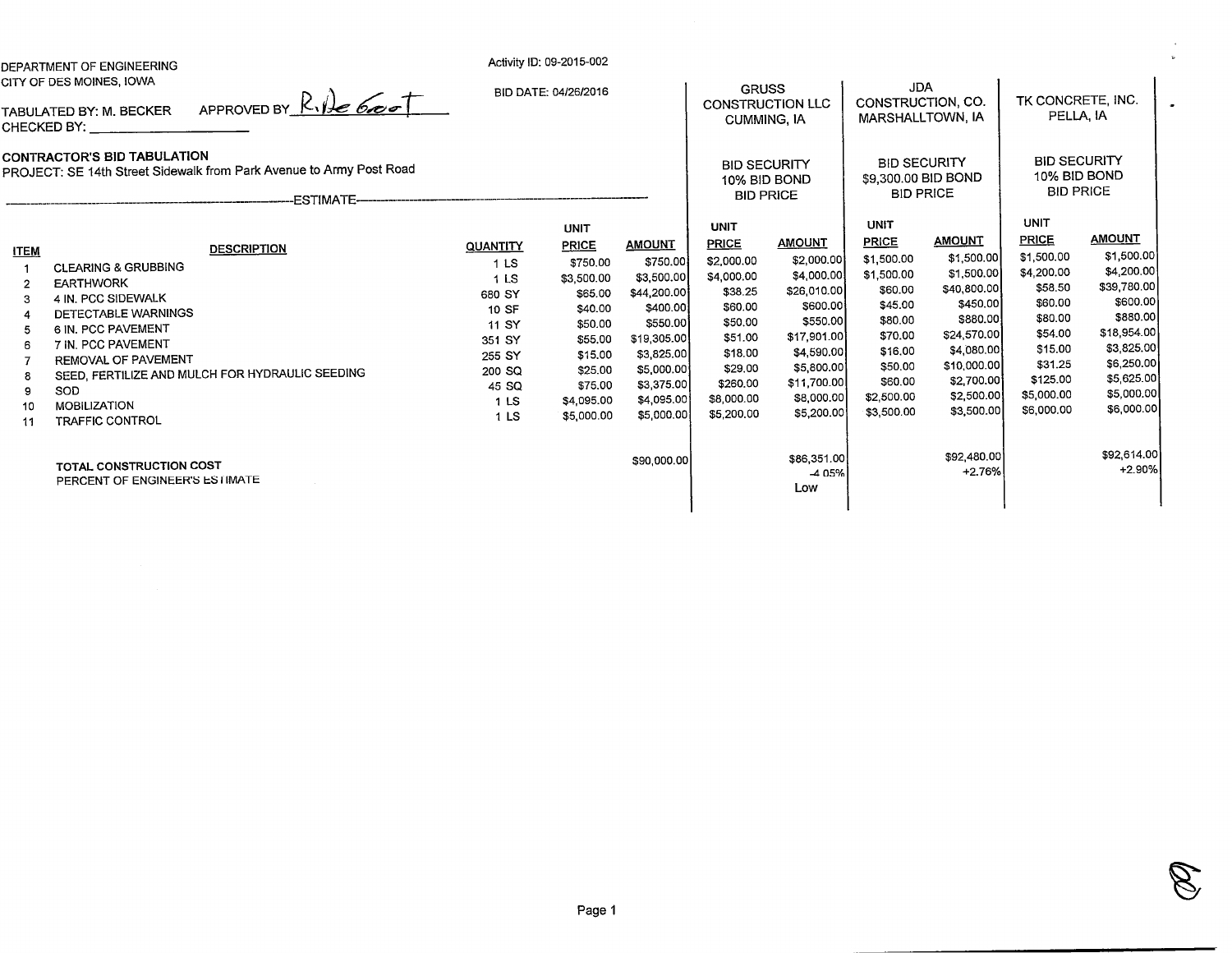DEPARTMENT OF ENGINEERING
CITY OF DES MOINES, IOWA

Activity ID: 09-2015-002

BID DATE: 04/26/2016

TABULATED BY: M. BECKER APPROVED BY R. DeGroot
CHECKED BY: ____________

**CONTRACTOR'S BID TABULATION**
PROJECT: SE 14th Street Sidewalk from Park Avenue to Army Post Road

| | | | ESTIMATE | | GRUSS CONSTRUCTION LLC CUMMING, IA | | JDA CONSTRUCTION, CO. MARSHALLTOWN, IA | | TK CONCRETE, INC. PELLA, IA | |
|---|---|---|---|---|---|---|---|---|---|---|
| | | | | | BID SECURITY 10% BID BOND BID PRICE | | BID SECURITY $9,300.00 BID BOND BID PRICE | | BID SECURITY 10% BID BOND BID PRICE | |
| **ITEM** | **DESCRIPTION** | **QUANTITY** | **UNIT PRICE** | **AMOUNT** | **UNIT PRICE** | **AMOUNT** | **UNIT PRICE** | **AMOUNT** | **UNIT PRICE** | **AMOUNT** |
| 1 | CLEARING & GRUBBING | 1 LS | $750.00 | $750.00 | $2,000.00 | $2,000.00 | $1,500.00 | $1,500.00 | $1,500.00 | $1,500.00 |
| 2 | EARTHWORK | 1 LS | $3,500.00 | $3,500.00 | $4,000.00 | $4,000.00 | $1,500.00 | $1,500.00 | $4,200.00 | $4,200.00 |
| 3 | 4 IN. PCC SIDEWALK | 680 SY | $65.00 | $44,200.00 | $38.25 | $26,010.00 | $60.00 | $40,800.00 | $58.50 | $39,780.00 |
| 4 | DETECTABLE WARNINGS | 10 SF | $40.00 | $400.00 | $60.00 | $600.00 | $45.00 | $450.00 | $60.00 | $600.00 |
| 5 | 6 IN. PCC PAVEMENT | 11 SY | $50.00 | $550.00 | $50.00 | $550.00 | $80.00 | $880.00 | $80.00 | $880.00 |
| 6 | 7 IN. PCC PAVEMENT | 351 SY | $55.00 | $19,305.00 | $51.00 | $17,901.00 | $70.00 | $24,570.00 | $54.00 | $18,954.00 |
| 7 | REMOVAL OF PAVEMENT | 255 SY | $15.00 | $3,825.00 | $18.00 | $4,590.00 | $16.00 | $4,080.00 | $15.00 | $3,825.00 |
| 8 | SEED, FERTILIZE AND MULCH FOR HYDRAULIC SEEDING | 200 SQ | $25.00 | $5,000.00 | $29.00 | $5,800.00 | $50.00 | $10,000.00 | $31.25 | $6,250.00 |
| 9 | SOD | 45 SQ | $75.00 | $3,375.00 | $260.00 | $11,700.00 | $60.00 | $2,700.00 | $125.00 | $5,625.00 |
| 10 | MOBILIZATION | 1 LS | $4,095.00 | $4,095.00 | $8,000.00 | $8,000.00 | $2,500.00 | $2,500.00 | $5,000.00 | $5,000.00 |
| 11 | TRAFFIC CONTROL | 1 LS | $5,000.00 | $5,000.00 | $5,200.00 | $5,200.00 | $3,500.00 | $3,500.00 | $6,000.00 | $6,000.00 |
| | TOTAL CONSTRUCTION COST | | | $90,000.00 | | $86,351.00 | | $92,480.00 | | $92,614.00 |
| | PERCENT OF ENGINEER'S ESTIMATE | | | | | -4.05% | | +2.76% | | +2.90% |
| | | | | | | Low | | | | |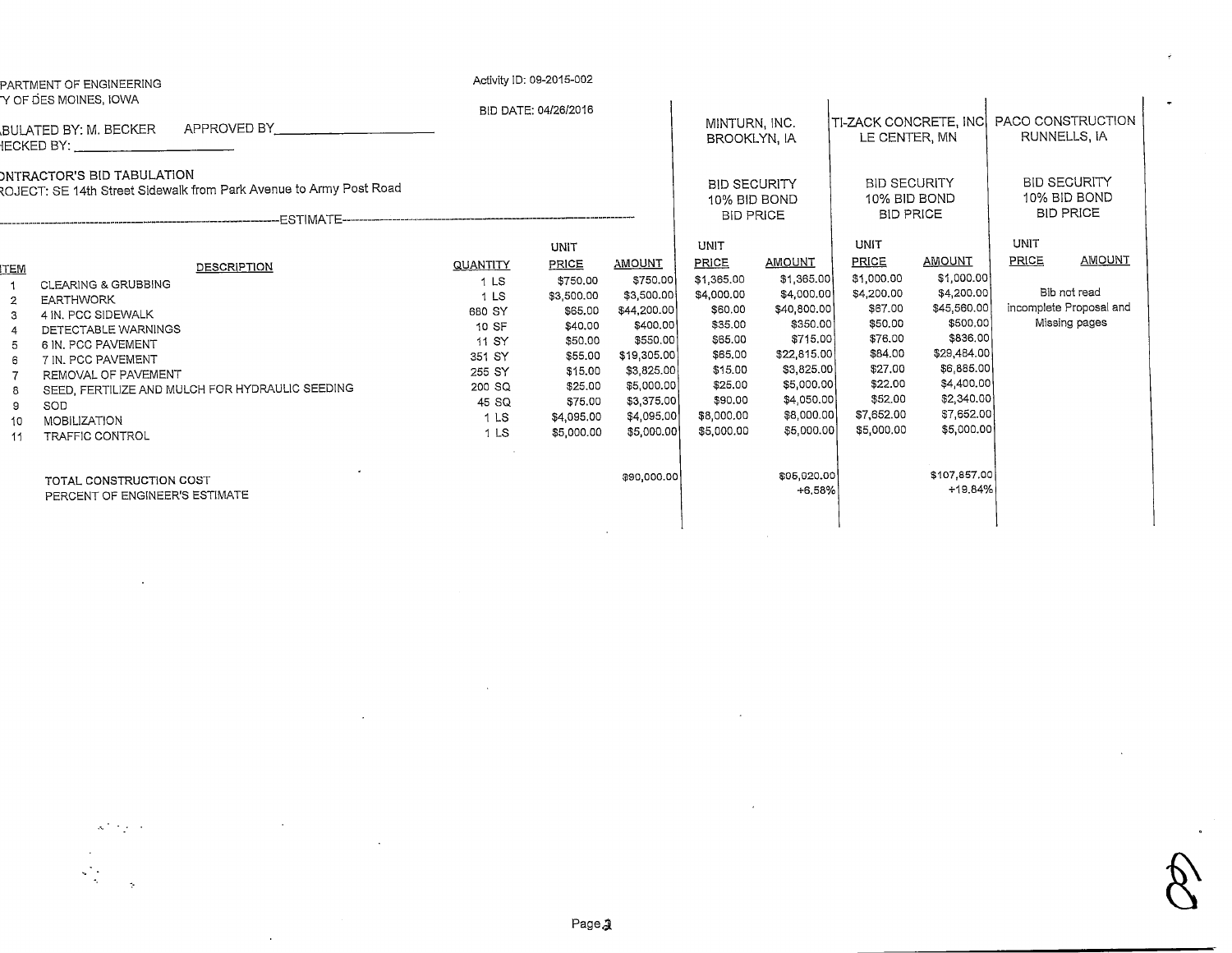PARTMENT OF ENGINEERING
Y OF DES MOINES, IOWA

BULATED BY: M. BECKER APPROVED BY____________________
IECKED BY: ____________________

Activity ID: 09-2015-002

BID DATE: 04/26/2016

NTRACTOR'S BID TABULATION
ROJECT: SE 14th Street Sidewalk from Park Avenue to Army Post Road

| | | | ESTIMATE | | MINTURN, INC. BROOKLYN, IA | | TI-ZACK CONCRETE, INC LE CENTER, MN | | PACO CONSTRUCTION RUNNELLS, IA | |
|---|---|---|---|---|---|---|---|---|---|---|
| | | | | | BID SECURITY 10% BID BOND BID PRICE | | BID SECURITY 10% BID BOND BID PRICE | | BID SECURITY 10% BID BOND BID PRICE | |
| ITEM | DESCRIPTION | QUANTITY | UNIT PRICE | AMOUNT | UNIT PRICE | AMOUNT | UNIT PRICE | AMOUNT | UNIT PRICE | AMOUNT |
| 1 | CLEARING & GRUBBING | 1 LS | $750.00 | $750.00 | $1,365.00 | $1,365.00 | $1,000.00 | $1,000.00 | | |
| 2 | EARTHWORK | 1 LS | $3,500.00 | $3,500.00 | $4,000.00 | $4,000.00 | $4,200.00 | $4,200.00 | Bib not read incomplete Proposal and Missing pages | |
| 3 | 4 IN. PCC SIDEWALK | 680 SY | $65.00 | $44,200.00 | $60.00 | $40,800.00 | $67.00 | $45,560.00 | | |
| 4 | DETECTABLE WARNINGS | 10 SF | $40.00 | $400.00 | $35.00 | $350.00 | $50.00 | $500.00 | | |
| 5 | 6 IN. PCC PAVEMENT | 11 SY | $50.00 | $550.00 | $65.00 | $715.00 | $76.00 | $836.00 | | |
| 6 | 7 IN. PCC PAVEMENT | 351 SY | $55.00 | $19,305.00 | $65.00 | $22,815.00 | $84.00 | $29,484.00 | | |
| 7 | REMOVAL OF PAVEMENT | 255 SY | $15.00 | $3,825.00 | $15.00 | $3,825.00 | $27.00 | $6,885.00 | | |
| 8 | SEED, FERTILIZE AND MULCH FOR HYDRAULIC SEEDING | 200 SQ | $25.00 | $5,000.00 | $25.00 | $5,000.00 | $22.00 | $4,400.00 | | |
| 9 | SOD | 45 SQ | $75.00 | $3,375.00 | $90.00 | $4,050.00 | $52.00 | $2,340.00 | | |
| 10 | MOBILIZATION | 1 LS | $4,095.00 | $4,095.00 | $8,000.00 | $8,000.00 | $7,652.00 | $7,652.00 | | |
| 11 | TRAFFIC CONTROL | 1 LS | $5,000.00 | $5,000.00 | $5,000.00 | $5,000.00 | $5,000.00 | $5,000.00 | | |
| | TOTAL CONSTRUCTION COST | | | $90,000.00 | | $95,920.00 | | $107,857.00 | | |
| | PERCENT OF ENGINEER'S ESTIMATE | | | | | +6.58% | | +19.84% | | |